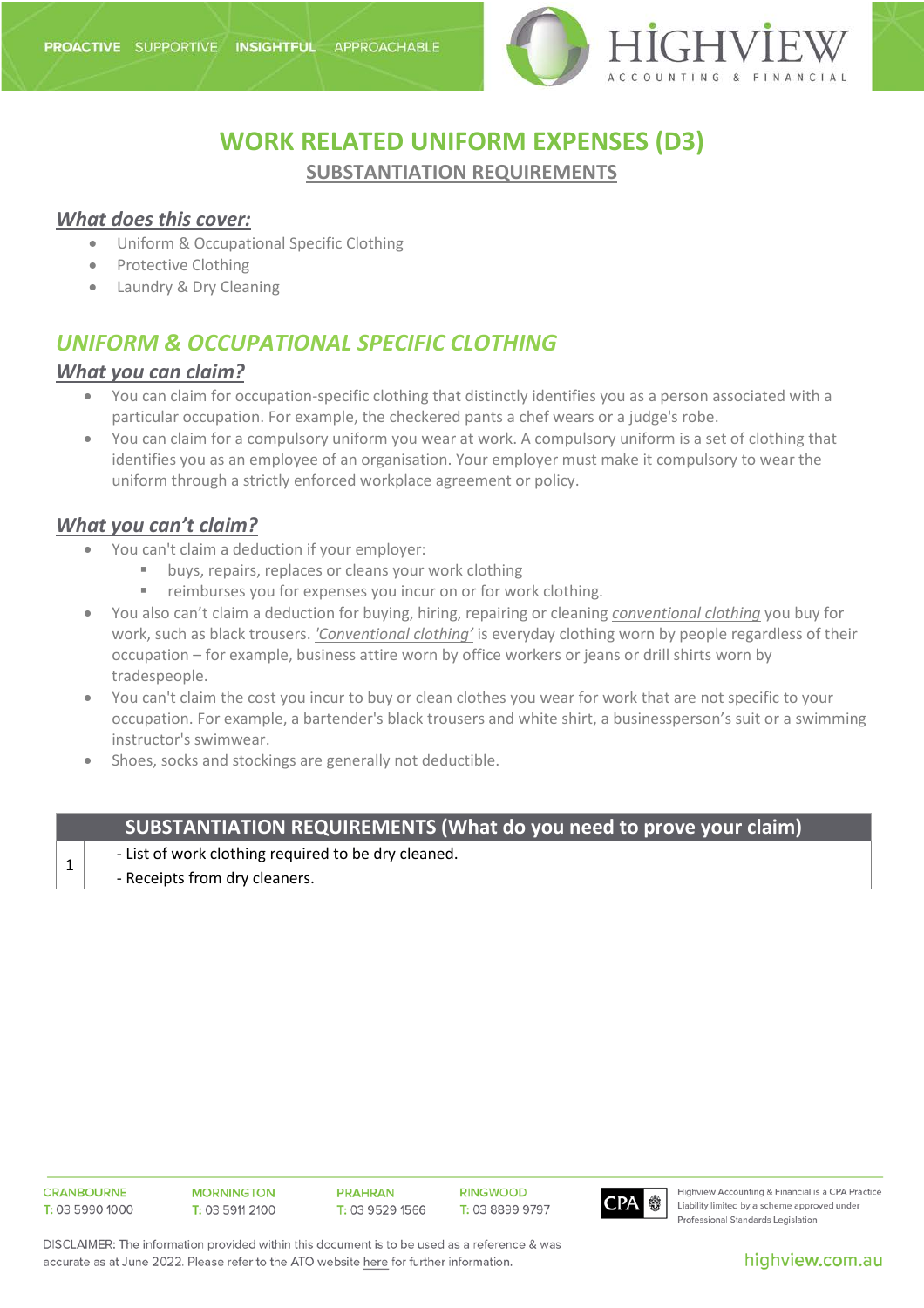# WORK RELATED UNIFORM EXPENSES (D3)

## SUBSTANTIATION REQUIREMENTS

### *What does this cover:*

- Uniform & Occupational Specific Clothing
- Protective Clothing
- Laundry & Dry Cleaning

## *UNIFORM & OCCUPATIONAL SPECIFIC CLOTHING*

### *What you can claim?*

- You can claim for occupation-specific clothing that distinctly identifies you as a person associated with a particular occupation. For example, the checkered pants a chef wears or a judge's robe.
- You can claim for a compulsory uniform you wear at work. A compulsory uniform is a set of clothing that identifies you as an employee of an organisation. Your employer must make it compulsory to wear the uniform through a strictly enforced workplace agreement or policy.

### *What you can't claim?*

- You can't claim a deduction if your employer:
  - buys, repairs, replaces or cleans your work clothing
  - reimburses you for expenses you incur on or for work clothing.
- You also can't claim a deduction for buying, hiring, repairing or cleaning *conventional clothing* you buy for work, such as black trousers. *'Conventional clothing'* is everyday clothing worn by people regardless of their occupation – for example, business attire worn by office workers or jeans or drill shirts worn by tradespeople.
- You can't claim the cost you incur to buy or clean clothes you wear for work that are not specific to your occupation. For example, a bartender's black trousers and white shirt, a businessperson's suit or a swimming instructor's swimwear.
- Shoes, socks and stockings are generally not deductible.

| | SUBSTANTIATION REQUIREMENTS (What do you need to prove your claim) |
|---|---|
| 1 | - List of work clothing required to be dry cleaned.<br>- Receipts from dry cleaners. |

CRANBOURNE T: 03 5990 1000 | MORNINGTON T: 03 5911 2100 | PRAHRAN T: 03 9529 1566 | RINGWOOD T: 03 8899 9797

Highview Accounting & Financial is a CPA Practice. Liability limited by a scheme approved under Professional Standards Legislation

DISCLAIMER: The information provided within this document is to be used as a reference & was accurate as at June 2022. Please refer to the ATO website here for further information.

highview.com.au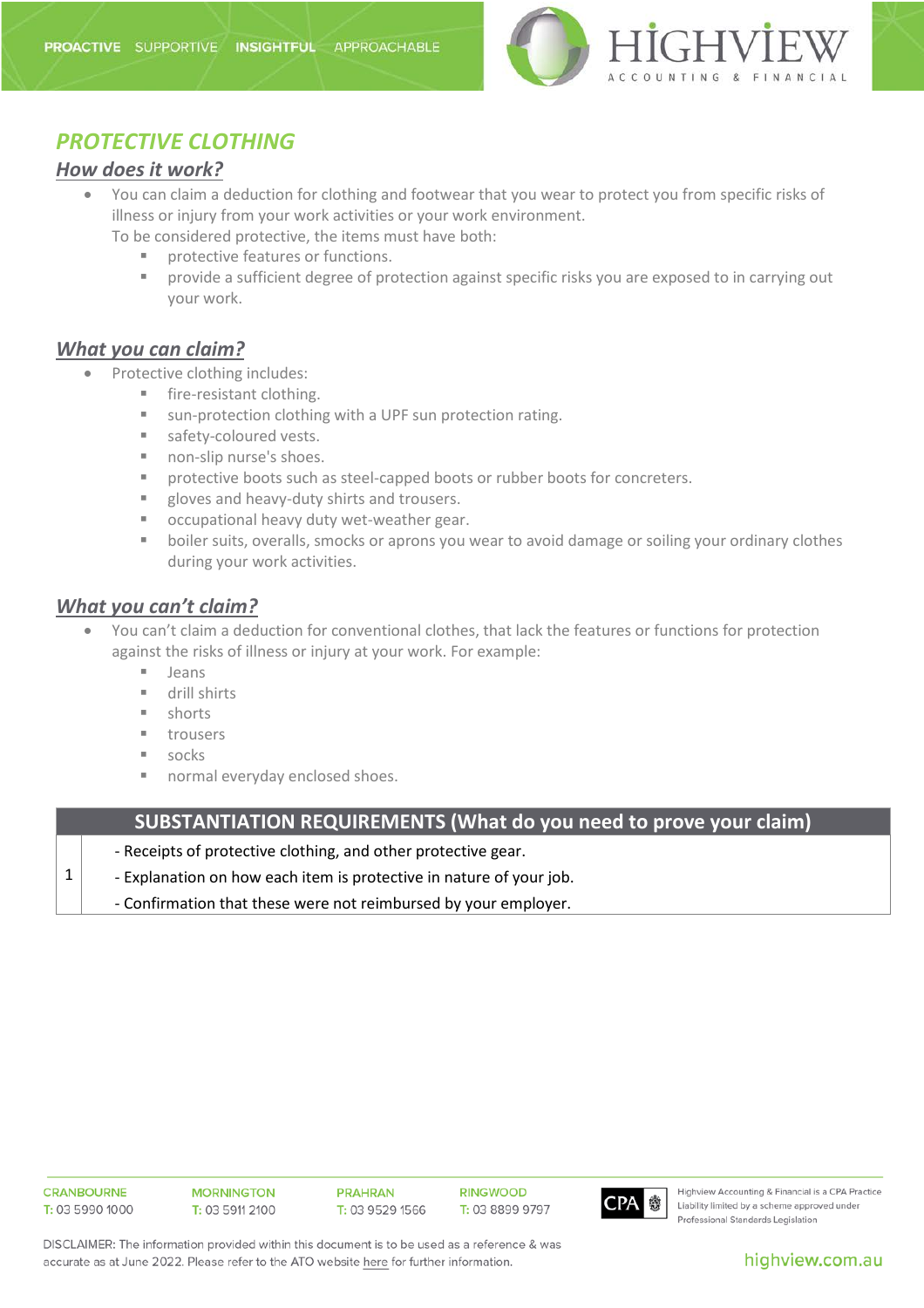## *PROTECTIVE CLOTHING*

### *How does it work?*

- You can claim a deduction for clothing and footwear that you wear to protect you from specific risks of illness or injury from your work activities or your work environment.
  To be considered protective, the items must have both:
  - protective features or functions.
  - provide a sufficient degree of protection against specific risks you are exposed to in carrying out your work.

### *What you can claim?*

- Protective clothing includes:
  - fire-resistant clothing.
  - sun-protection clothing with a UPF sun protection rating.
  - safety-coloured vests.
  - non-slip nurse's shoes.
  - protective boots such as steel-capped boots or rubber boots for concreters.
  - gloves and heavy-duty shirts and trousers.
  - occupational heavy duty wet-weather gear.
  - boiler suits, overalls, smocks or aprons you wear to avoid damage or soiling your ordinary clothes during your work activities.

### *What you can't claim?*

- You can't claim a deduction for conventional clothes, that lack the features or functions for protection against the risks of illness or injury at your work. For example:
  - Jeans
  - drill shirts
  - shorts
  - trousers
  - socks
  - normal everyday enclosed shoes.

| | SUBSTANTIATION REQUIREMENTS (What do you need to prove your claim) |
|---|---|
| 1 | - Receipts of protective clothing, and other protective gear.<br>- Explanation on how each item is protective in nature of your job.<br>- Confirmation that these were not reimbursed by your employer. |

DISCLAIMER: The information provided within this document is to be used as a reference & was accurate as at June 2022. Please refer to the ATO website here for further information.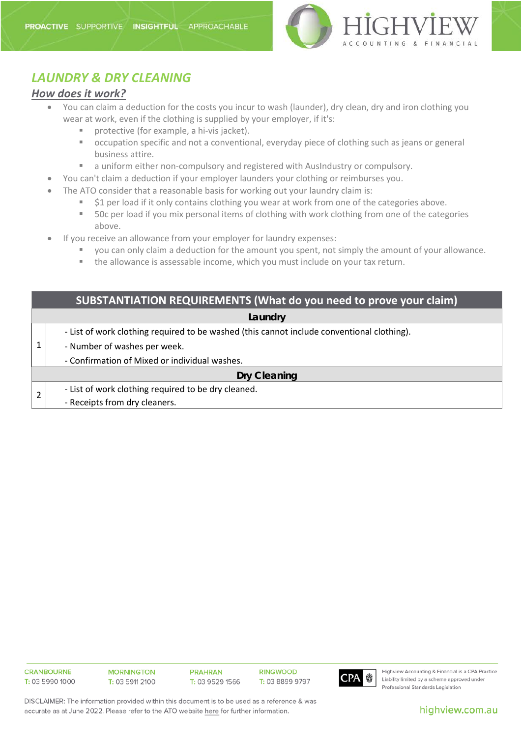## *LAUNDRY & DRY CLEANING*

### *How does it work?*

- You can claim a deduction for the costs you incur to wash (launder), dry clean, dry and iron clothing you wear at work, even if the clothing is supplied by your employer, if it's:
    - protective (for example, a hi-vis jacket).
    - occupation specific and not a conventional, everyday piece of clothing such as jeans or general business attire.
    - a uniform either non-compulsory and registered with AusIndustry or compulsory.
- You can't claim a deduction if your employer launders your clothing or reimburses you.
- The ATO consider that a reasonable basis for working out your laundry claim is:
    - $1 per load if it only contains clothing you wear at work from one of the categories above.
    - 50c per load if you mix personal items of clothing with work clothing from one of the categories above.
- If you receive an allowance from your employer for laundry expenses:
    - you can only claim a deduction for the amount you spent, not simply the amount of your allowance.
    - the allowance is assessable income, which you must include on your tax return.

| SUBSTANTIATION REQUIREMENTS (What do you need to prove your claim) | |
|---|---|
| **Laundry** | |
| 1 | - List of work clothing required to be washed (this cannot include conventional clothing).<br>- Number of washes per week.<br>- Confirmation of Mixed or individual washes. |
| **Dry Cleaning** | |
| 2 | - List of work clothing required to be dry cleaned.<br>- Receipts from dry cleaners. |

CRANBOURNE T: 03 5990 1000

MORNINGTON T: 03 5911 2100

PRAHRAN T: 03 9529 1566

RINGWOOD T: 03 8899 9797

Highview Accounting & Financial is a CPA Practice Liability limited by a scheme approved under Professional Standards Legislation

DISCLAIMER: The information provided within this document is to be used as a reference & was accurate as at June 2022. Please refer to the ATO website here for further information.

highview.com.au